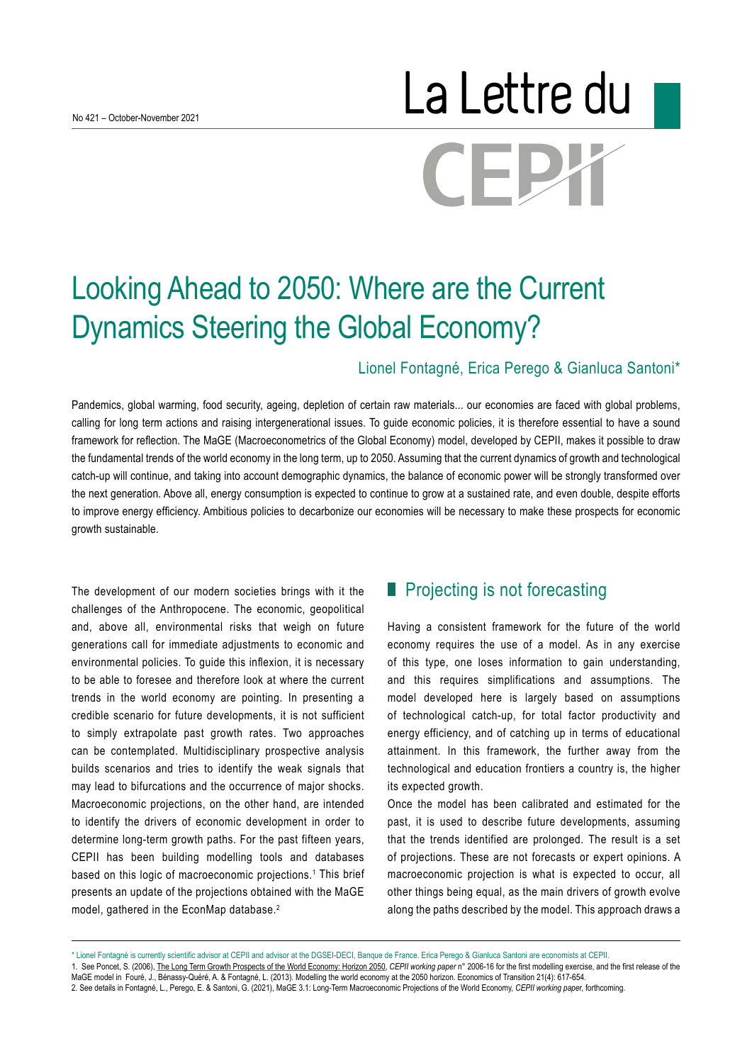No 421 – October-November 2021

# La Lettre du CEPII

# Looking Ahead to 2050: Where are the Current Dynamics Steering the Global Economy?

Lionel Fontagné, Erica Perego & Gianluca Santoni*

Pandemics, global warming, food security, ageing, depletion of certain raw materials... our economies are faced with global problems, calling for long term actions and raising intergenerational issues. To guide economic policies, it is therefore essential to have a sound framework for reflection. The MaGE (Macroeconometrics of the Global Economy) model, developed by CEPII, makes it possible to draw the fundamental trends of the world economy in the long term, up to 2050. Assuming that the current dynamics of growth and technological catch-up will continue, and taking into account demographic dynamics, the balance of economic power will be strongly transformed over the next generation. Above all, energy consumption is expected to continue to grow at a sustained rate, and even double, despite efforts to improve energy efficiency. Ambitious policies to decarbonize our economies will be necessary to make these prospects for economic growth sustainable.

The development of our modern societies brings with it the challenges of the Anthropocene. The economic, geopolitical and, above all, environmental risks that weigh on future generations call for immediate adjustments to economic and environmental policies. To guide this inflexion, it is necessary to be able to foresee and therefore look at where the current trends in the world economy are pointing. In presenting a credible scenario for future developments, it is not sufficient to simply extrapolate past growth rates. Two approaches can be contemplated. Multidisciplinary prospective analysis builds scenarios and tries to identify the weak signals that may lead to bifurcations and the occurrence of major shocks. Macroeconomic projections, on the other hand, are intended to identify the drivers of economic development in order to determine long-term growth paths. For the past fifteen years, CEPII has been building modelling tools and databases based on this logic of macroeconomic projections.[1] This brief presents an update of the projections obtained with the MaGE model, gathered in the EconMap database.[2]

## Projecting is not forecasting

Having a consistent framework for the future of the world economy requires the use of a model. As in any exercise of this type, one loses information to gain understanding, and this requires simplifications and assumptions. The model developed here is largely based on assumptions of technological catch-up, for total factor productivity and energy efficiency, and of catching up in terms of educational attainment. In this framework, the further away from the technological and education frontiers a country is, the higher its expected growth.

Once the model has been calibrated and estimated for the past, it is used to describe future developments, assuming that the trends identified are prolonged. The result is a set of projections. These are not forecasts or expert opinions. A macroeconomic projection is what is expected to occur, all other things being equal, as the main drivers of growth evolve along the paths described by the model. This approach draws a

---

\* Lionel Fontagné is currently scientific advisor at CEPII and advisor at the DGSEI-DECI, Banque de France. Erica Perego & Gianluca Santoni are economists at CEPII.

1. See Poncet, S. (2006), The Long Term Growth Prospects of the World Economy: Horizon 2050, *CEPII working paper* n° 2006-16 for the first modelling exercise, and the first release of the MaGE model in Fouré, J., Bénassy-Quéré, A. & Fontagné, L. (2013). Modelling the world economy at the 2050 horizon. Economics of Transition 21(4): 617-654.

2. See details in Fontagné, L., Perego, E. & Santoni, G. (2021), MaGE 3.1: Long-Term Macroeconomic Projections of the World Economy, *CEPII working paper*, forthcoming.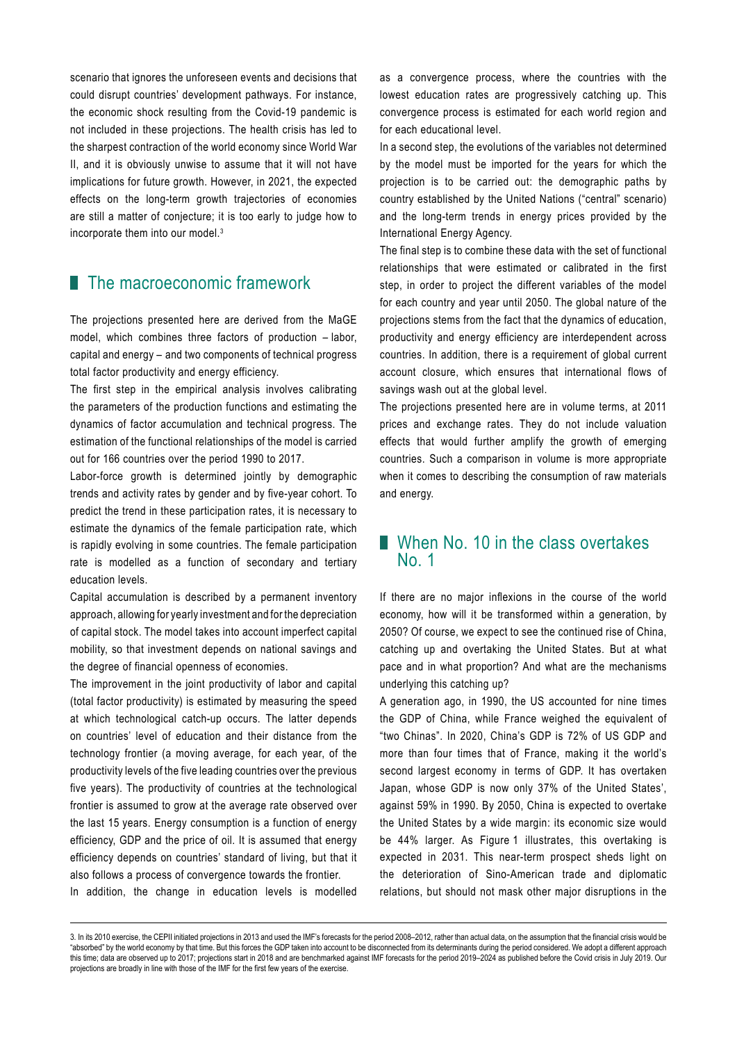scenario that ignores the unforeseen events and decisions that could disrupt countries' development pathways. For instance, the economic shock resulting from the Covid-19 pandemic is not included in these projections. The health crisis has led to the sharpest contraction of the world economy since World War II, and it is obviously unwise to assume that it will not have implications for future growth. However, in 2021, the expected effects on the long-term growth trajectories of economies are still a matter of conjecture; it is too early to judge how to incorporate them into our model.[3]

## The macroeconomic framework

The projections presented here are derived from the MaGE model, which combines three factors of production – labor, capital and energy – and two components of technical progress total factor productivity and energy efficiency.

The first step in the empirical analysis involves calibrating the parameters of the production functions and estimating the dynamics of factor accumulation and technical progress. The estimation of the functional relationships of the model is carried out for 166 countries over the period 1990 to 2017.

Labor-force growth is determined jointly by demographic trends and activity rates by gender and by five-year cohort. To predict the trend in these participation rates, it is necessary to estimate the dynamics of the female participation rate, which is rapidly evolving in some countries. The female participation rate is modelled as a function of secondary and tertiary education levels.

Capital accumulation is described by a permanent inventory approach, allowing for yearly investment and for the depreciation of capital stock. The model takes into account imperfect capital mobility, so that investment depends on national savings and the degree of financial openness of economies.

The improvement in the joint productivity of labor and capital (total factor productivity) is estimated by measuring the speed at which technological catch-up occurs. The latter depends on countries' level of education and their distance from the technology frontier (a moving average, for each year, of the productivity levels of the five leading countries over the previous five years). The productivity of countries at the technological frontier is assumed to grow at the average rate observed over the last 15 years. Energy consumption is a function of energy efficiency, GDP and the price of oil. It is assumed that energy efficiency depends on countries' standard of living, but that it also follows a process of convergence towards the frontier.

In addition, the change in education levels is modelled as a convergence process, where the countries with the lowest education rates are progressively catching up. This convergence process is estimated for each world region and for each educational level.

In a second step, the evolutions of the variables not determined by the model must be imported for the years for which the projection is to be carried out: the demographic paths by country established by the United Nations ("central" scenario) and the long-term trends in energy prices provided by the International Energy Agency.

The final step is to combine these data with the set of functional relationships that were estimated or calibrated in the first step, in order to project the different variables of the model for each country and year until 2050. The global nature of the projections stems from the fact that the dynamics of education, productivity and energy efficiency are interdependent across countries. In addition, there is a requirement of global current account closure, which ensures that international flows of savings wash out at the global level.

The projections presented here are in volume terms, at 2011 prices and exchange rates. They do not include valuation effects that would further amplify the growth of emerging countries. Such a comparison in volume is more appropriate when it comes to describing the consumption of raw materials and energy.

## When No. 10 in the class overtakes No. 1

If there are no major inflexions in the course of the world economy, how will it be transformed within a generation, by 2050? Of course, we expect to see the continued rise of China, catching up and overtaking the United States. But at what pace and in what proportion? And what are the mechanisms underlying this catching up?

A generation ago, in 1990, the US accounted for nine times the GDP of China, while France weighed the equivalent of "two Chinas". In 2020, China's GDP is 72% of US GDP and more than four times that of France, making it the world's second largest economy in terms of GDP. It has overtaken Japan, whose GDP is now only 37% of the United States', against 59% in 1990. By 2050, China is expected to overtake the United States by a wide margin: its economic size would be 44% larger. As Figure 1 illustrates, this overtaking is expected in 2031. This near-term prospect sheds light on the deterioration of Sino-American trade and diplomatic relations, but should not mask other major disruptions in the

3. In its 2010 exercise, the CEPII initiated projections in 2013 and used the IMF's forecasts for the period 2008–2012, rather than actual data, on the assumption that the financial crisis would be "absorbed" by the world economy by that time. But this forces the GDP taken into account to be disconnected from its determinants during the period considered. We adopt a different approach this time; data are observed up to 2017; projections start in 2018 and are benchmarked against IMF forecasts for the period 2019–2024 as published before the Covid crisis in July 2019. Our projections are broadly in line with those of the IMF for the first few years of the exercise.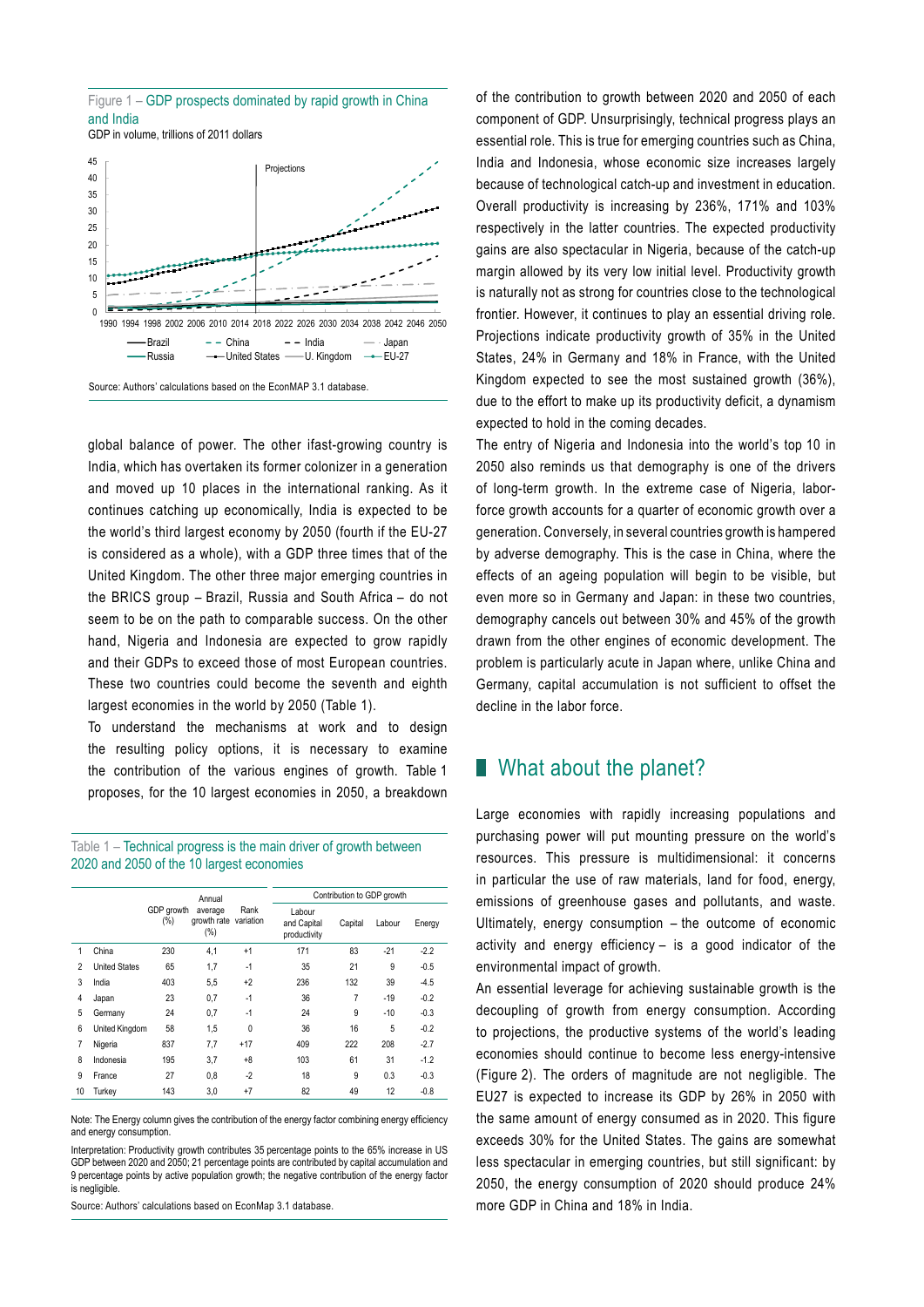Figure 1 – GDP prospects dominated by rapid growth in China and India

GDP in volume, trillions of 2011 dollars

Source: Authors' calculations based on the EconMAP 3.1 database.

global balance of power. The other ifast-growing country is India, which has overtaken its former colonizer in a generation and moved up 10 places in the international ranking. As it continues catching up economically, India is expected to be the world's third largest economy by 2050 (fourth if the EU-27 is considered as a whole), with a GDP three times that of the United Kingdom. The other three major emerging countries in the BRICS group – Brazil, Russia and South Africa – do not seem to be on the path to comparable success. On the other hand, Nigeria and Indonesia are expected to grow rapidly and their GDPs to exceed those of most European countries. These two countries could become the seventh and eighth largest economies in the world by 2050 (Table 1).

To understand the mechanisms at work and to design the resulting policy options, it is necessary to examine the contribution of the various engines of growth. Table 1 proposes, for the 10 largest economies in 2050, a breakdown of the contribution to growth between 2020 and 2050 of each component of GDP. Unsurprisingly, technical progress plays an essential role. This is true for emerging countries such as China, India and Indonesia, whose economic size increases largely because of technological catch-up and investment in education. Overall productivity is increasing by 236%, 171% and 103% respectively in the latter countries. The expected productivity gains are also spectacular in Nigeria, because of the catch-up margin allowed by its very low initial level. Productivity growth is naturally not as strong for countries close to the technological frontier. However, it continues to play an essential driving role. Projections indicate productivity growth of 35% in the United States, 24% in Germany and 18% in France, with the United Kingdom expected to see the most sustained growth (36%), due to the effort to make up its productivity deficit, a dynamism expected to hold in the coming decades.

Table 1 – Technical progress is the main driver of growth between 2020 and 2050 of the 10 largest economies

| | | GDP growth (%) | Annual average growth rate (%) | Rank variation | Contribution to GDP growth | | | |
|---|---|---|---|---|---|---|---|---|
| | | | | | Labour and Capital productivity | Capital | Labour | Energy |
| 1 | China | 230 | 4,1 | +1 | 171 | 83 | -21 | -2.2 |
| 2 | United States | 65 | 1,7 | -1 | 35 | 21 | 9 | -0.5 |
| 3 | India | 403 | 5,5 | +2 | 236 | 132 | 39 | -4.5 |
| 4 | Japan | 23 | 0,7 | -1 | 36 | 7 | -19 | -0.2 |
| 5 | Germany | 24 | 0,7 | -1 | 24 | 9 | -10 | -0.3 |
| 6 | United Kingdom | 58 | 1,5 | 0 | 36 | 16 | 5 | -0.2 |
| 7 | Nigeria | 837 | 7,7 | +17 | 409 | 222 | 208 | -2.7 |
| 8 | Indonesia | 195 | 3,7 | +8 | 103 | 61 | 31 | -1.2 |
| 9 | France | 27 | 0,8 | -2 | 18 | 9 | 0.3 | -0.3 |
| 10 | Turkey | 143 | 3,0 | +7 | 82 | 49 | 12 | -0.8 |

Note: The Energy column gives the contribution of the energy factor combining energy efficiency and energy consumption.

Interpretation: Productivity growth contributes 35 percentage points to the 65% increase in US GDP between 2020 and 2050; 21 percentage points are contributed by capital accumulation and 9 percentage points by active population growth; the negative contribution of the energy factor is negligible.

Source: Authors' calculations based on EconMap 3.1 database.

The entry of Nigeria and Indonesia into the world's top 10 in 2050 also reminds us that demography is one of the drivers of long-term growth. In the extreme case of Nigeria, labor-force growth accounts for a quarter of economic growth over a generation. Conversely, in several countries growth is hampered by adverse demography. This is the case in China, where the effects of an ageing population will begin to be visible, but even more so in Germany and Japan: in these two countries, demography cancels out between 30% and 45% of the growth drawn from the other engines of economic development. The problem is particularly acute in Japan where, unlike China and Germany, capital accumulation is not sufficient to offset the decline in the labor force.

## What about the planet?

Large economies with rapidly increasing populations and purchasing power will put mounting pressure on the world's resources. This pressure is multidimensional: it concerns in particular the use of raw materials, land for food, energy, emissions of greenhouse gases and pollutants, and waste. Ultimately, energy consumption – the outcome of economic activity and energy efficiency – is a good indicator of the environmental impact of growth.

An essential leverage for achieving sustainable growth is the decoupling of growth from energy consumption. According to projections, the productive systems of the world's leading economies should continue to become less energy-intensive (Figure 2). The orders of magnitude are not negligible. The EU27 is expected to increase its GDP by 26% in 2050 with the same amount of energy consumed as in 2020. This figure exceeds 30% for the United States. The gains are somewhat less spectacular in emerging countries, but still significant: by 2050, the energy consumption of 2020 should produce 24% more GDP in China and 18% in India.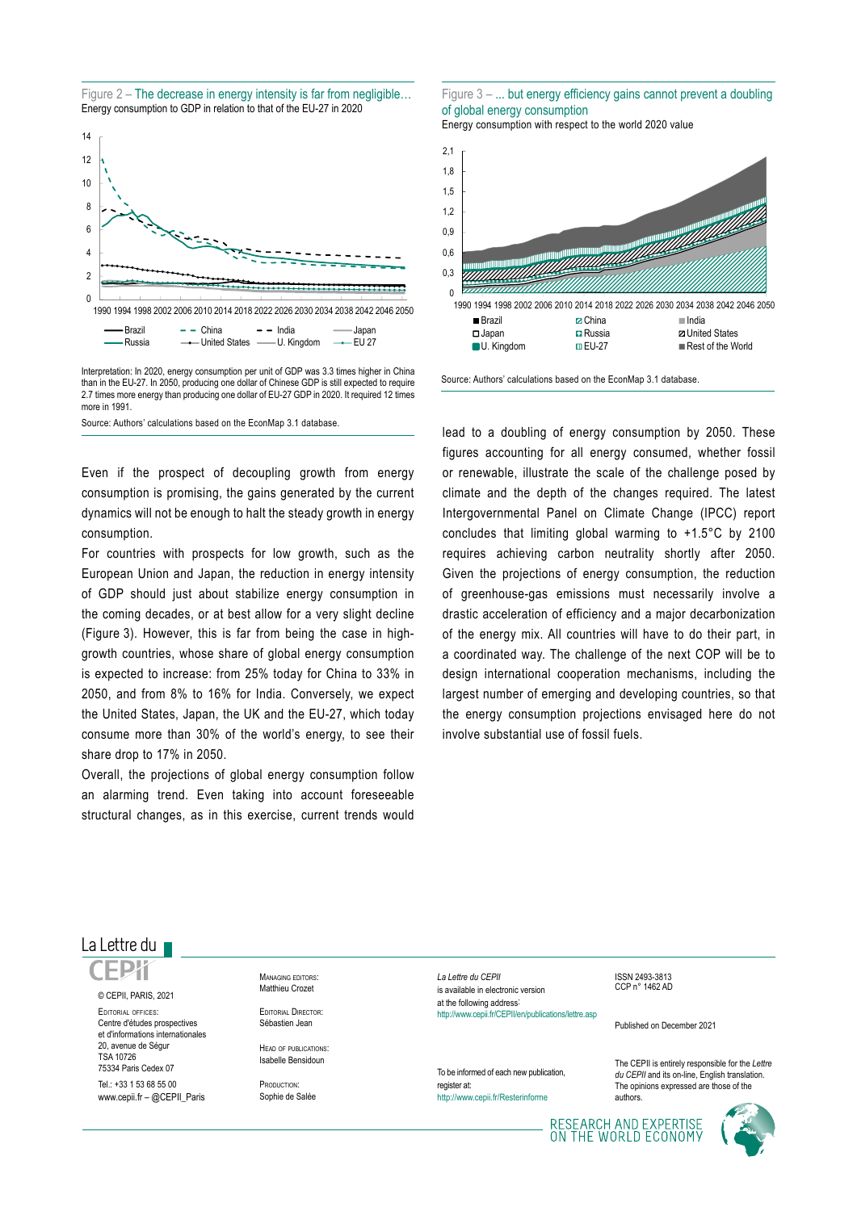Figure 2 – The decrease in energy intensity is far from negligible…

Energy consumption to GDP in relation to that of the EU-27 in 2020

14
12
10
8
6
4
2
0

1990 1994 1998 2002 2006 2010 2014 2018 2022 2026 2030 2034 2038 2042 2046 2050

Brazil
China
India
Japan
Russia
United States
U. Kingdom
EU 27

Interpretation: In 2020, energy consumption per unit of GDP was 3.3 times higher in China than in the EU-27. In 2050, producing one dollar of Chinese GDP is still expected to require 2.7 times more energy than producing one dollar of EU-27 GDP in 2020. It required 12 times more in 1991.

Source: Authors' calculations based on the EconMap 3.1 database.

Even if the prospect of decoupling growth from energy consumption is promising, the gains generated by the current dynamics will not be enough to halt the steady growth in energy consumption.

For countries with prospects for low growth, such as the European Union and Japan, the reduction in energy intensity of GDP should just about stabilize energy consumption in the coming decades, or at best allow for a very slight decline (Figure 3). However, this is far from being the case in high-growth countries, whose share of global energy consumption is expected to increase: from 25% today for China to 33% in 2050, and from 8% to 16% for India. Conversely, we expect the United States, Japan, the UK and the EU-27, which today consume more than 30% of the world's energy, to see their share drop to 17% in 2050.

Overall, the projections of global energy consumption follow an alarming trend. Even taking into account foreseeable structural changes, as in this exercise, current trends would lead to a doubling of energy consumption by 2050. These figures accounting for all energy consumed, whether fossil or renewable, illustrate the scale of the challenge posed by climate and the depth of the changes required. The latest Intergovernmental Panel on Climate Change (IPCC) report concludes that limiting global warming to +1.5°C by 2100 requires achieving carbon neutrality shortly after 2050. Given the projections of energy consumption, the reduction of greenhouse-gas emissions must necessarily involve a drastic acceleration of efficiency and a major decarbonization of the energy mix. All countries will have to do their part, in a coordinated way. The challenge of the next COP will be to design international cooperation mechanisms, including the largest number of emerging and developing countries, so that the energy consumption projections envisaged here do not involve substantial use of fossil fuels.

Figure 3 – ... but energy efficiency gains cannot prevent a doubling of global energy consumption

Energy consumption with respect to the world 2020 value

2,1
1,8
1,5
1,2
0,9
0,6
0,3
0

1990 1994 1998 2002 2006 2010 2014 2018 2022 2026 2030 2034 2038 2042 2046 2050

Brazil
China
India
Japan
Russia
United States
U. Kingdom
EU-27
Rest of the World

Source: Authors' calculations based on the EconMap 3.1 database.

La Lettre du CEPII

© CEPII, PARIS, 2021

Editorial offices:
Centre d'études prospectives et d'informations internationales
20, avenue de Ségur
TSA 10726
75334 Paris Cedex 07

Tel.: +33 1 53 68 55 00
www.cepii.fr – @CEPII_Paris

Managing editors:
Matthieu Crozet

Editorial Director:
Sébastien Jean

Head of publications:
Isabelle Bensidoun

Production:
Sophie de Salée

*La Lettre du CEPII* is available in electronic version at the following address:
http://www.cepii.fr/CEPII/en/publications/lettre.asp

To be informed of each new publication, register at:
http://www.cepii.fr/Resterinforme

ISSN 2493-3813
CCP n° 1462 AD

Published on December 2021

The CEPII is entirely responsible for the *Lettre du CEPII* and its on-line, English translation. The opinions expressed are those of the authors.

RESEARCH AND EXPERTISE ON THE WORLD ECONOMY